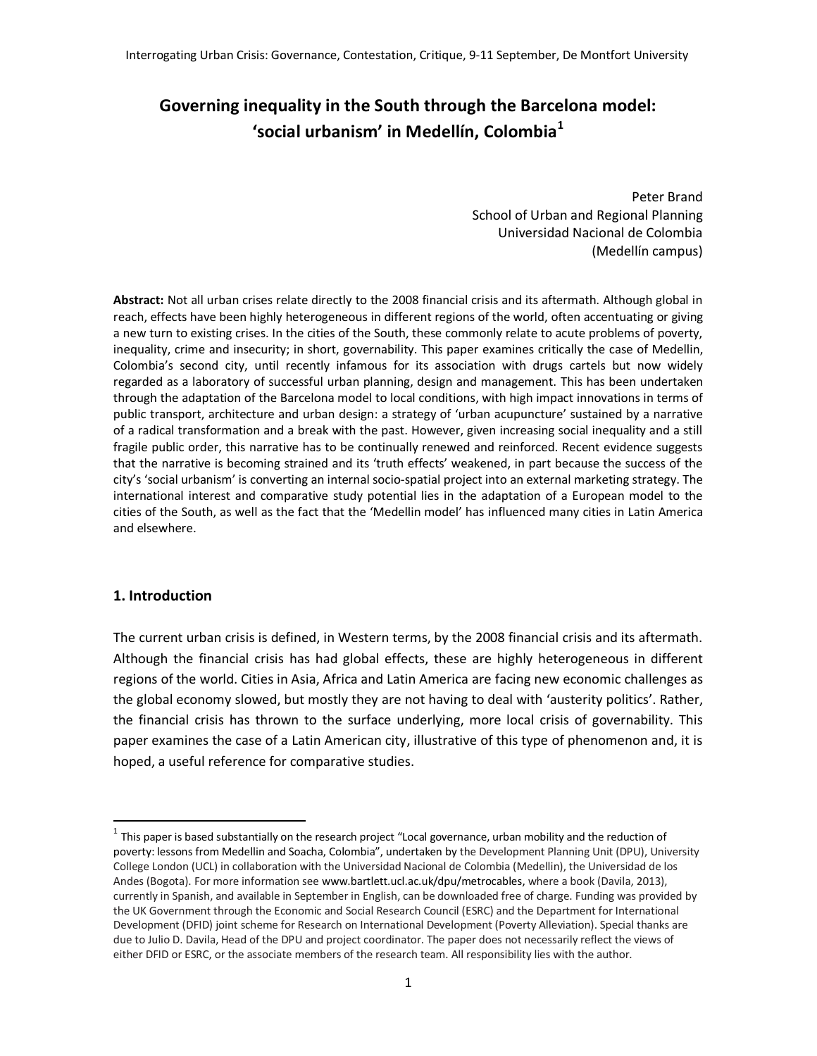# Governing inequality in the South through the Barcelona model: 'social urbanism' in Medellín, Colombia[1]

Peter Brand
School of Urban and Regional Planning
Universidad Nacional de Colombia
(Medellín campus)

**Abstract:** Not all urban crises relate directly to the 2008 financial crisis and its aftermath. Although global in reach, effects have been highly heterogeneous in different regions of the world, often accentuating or giving a new turn to existing crises. In the cities of the South, these commonly relate to acute problems of poverty, inequality, crime and insecurity; in short, governability. This paper examines critically the case of Medellin, Colombia's second city, until recently infamous for its association with drugs cartels but now widely regarded as a laboratory of successful urban planning, design and management. This has been undertaken through the adaptation of the Barcelona model to local conditions, with high impact innovations in terms of public transport, architecture and urban design: a strategy of 'urban acupuncture' sustained by a narrative of a radical transformation and a break with the past. However, given increasing social inequality and a still fragile public order, this narrative has to be continually renewed and reinforced. Recent evidence suggests that the narrative is becoming strained and its 'truth effects' weakened, in part because the success of the city's 'social urbanism' is converting an internal socio-spatial project into an external marketing strategy. The international interest and comparative study potential lies in the adaptation of a European model to the cities of the South, as well as the fact that the 'Medellin model' has influenced many cities in Latin America and elsewhere.

## 1. Introduction

The current urban crisis is defined, in Western terms, by the 2008 financial crisis and its aftermath. Although the financial crisis has had global effects, these are highly heterogeneous in different regions of the world. Cities in Asia, Africa and Latin America are facing new economic challenges as the global economy slowed, but mostly they are not having to deal with 'austerity politics'. Rather, the financial crisis has thrown to the surface underlying, more local crisis of governability. This paper examines the case of a Latin American city, illustrative of this type of phenomenon and, it is hoped, a useful reference for comparative studies.

[1] This paper is based substantially on the research project "Local governance, urban mobility and the reduction of poverty: lessons from Medellin and Soacha, Colombia", undertaken by the Development Planning Unit (DPU), University College London (UCL) in collaboration with the Universidad Nacional de Colombia (Medellin), the Universidad de los Andes (Bogota). For more information see www.bartlett.ucl.ac.uk/dpu/metrocables, where a book (Davila, 2013), currently in Spanish, and available in September in English, can be downloaded free of charge. Funding was provided by the UK Government through the Economic and Social Research Council (ESRC) and the Department for International Development (DFID) joint scheme for Research on International Development (Poverty Alleviation). Special thanks are due to Julio D. Davila, Head of the DPU and project coordinator. The paper does not necessarily reflect the views of either DFID or ESRC, or the associate members of the research team. All responsibility lies with the author.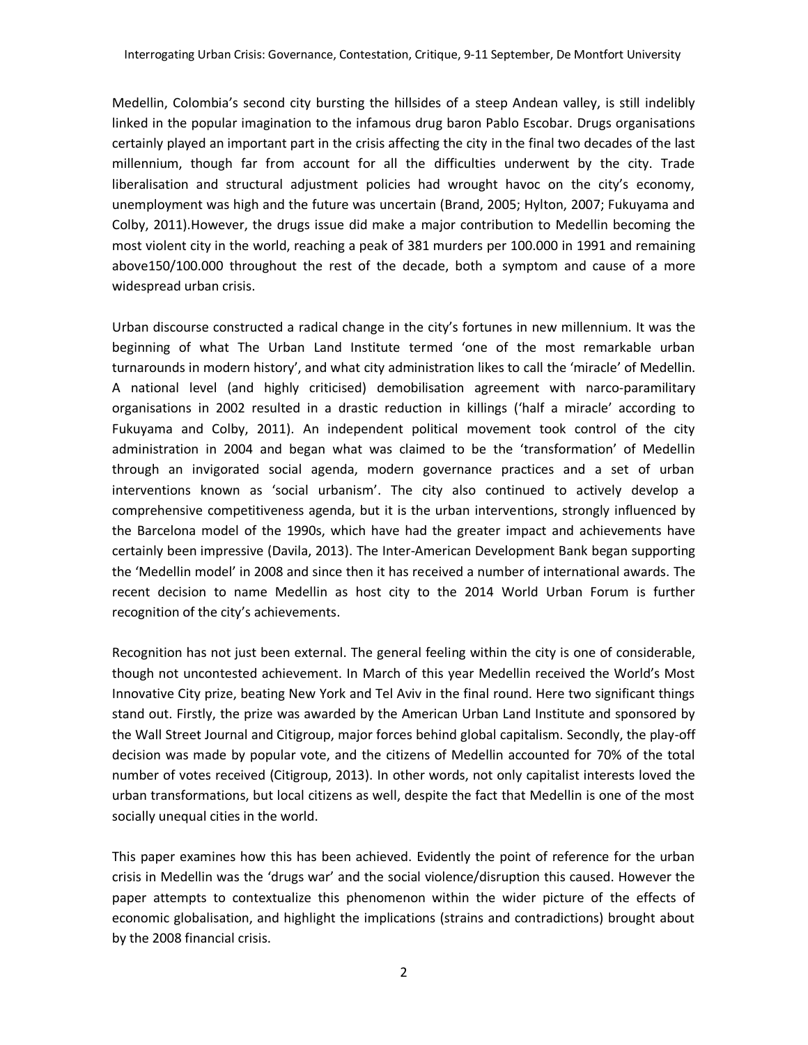Medellin, Colombia's second city bursting the hillsides of a steep Andean valley, is still indelibly linked in the popular imagination to the infamous drug baron Pablo Escobar. Drugs organisations certainly played an important part in the crisis affecting the city in the final two decades of the last millennium, though far from account for all the difficulties underwent by the city. Trade liberalisation and structural adjustment policies had wrought havoc on the city's economy, unemployment was high and the future was uncertain (Brand, 2005; Hylton, 2007; Fukuyama and Colby, 2011).However, the drugs issue did make a major contribution to Medellin becoming the most violent city in the world, reaching a peak of 381 murders per 100.000 in 1991 and remaining above150/100.000 throughout the rest of the decade, both a symptom and cause of a more widespread urban crisis.

Urban discourse constructed a radical change in the city's fortunes in new millennium. It was the beginning of what The Urban Land Institute termed 'one of the most remarkable urban turnarounds in modern history', and what city administration likes to call the 'miracle' of Medellin. A national level (and highly criticised) demobilisation agreement with narco-paramilitary organisations in 2002 resulted in a drastic reduction in killings ('half a miracle' according to Fukuyama and Colby, 2011). An independent political movement took control of the city administration in 2004 and began what was claimed to be the 'transformation' of Medellin through an invigorated social agenda, modern governance practices and a set of urban interventions known as 'social urbanism'. The city also continued to actively develop a comprehensive competitiveness agenda, but it is the urban interventions, strongly influenced by the Barcelona model of the 1990s, which have had the greater impact and achievements have certainly been impressive (Davila, 2013). The Inter-American Development Bank began supporting the 'Medellin model' in 2008 and since then it has received a number of international awards. The recent decision to name Medellin as host city to the 2014 World Urban Forum is further recognition of the city's achievements.

Recognition has not just been external. The general feeling within the city is one of considerable, though not uncontested achievement. In March of this year Medellin received the World's Most Innovative City prize, beating New York and Tel Aviv in the final round. Here two significant things stand out. Firstly, the prize was awarded by the American Urban Land Institute and sponsored by the Wall Street Journal and Citigroup, major forces behind global capitalism. Secondly, the play-off decision was made by popular vote, and the citizens of Medellin accounted for 70% of the total number of votes received (Citigroup, 2013). In other words, not only capitalist interests loved the urban transformations, but local citizens as well, despite the fact that Medellin is one of the most socially unequal cities in the world.

This paper examines how this has been achieved. Evidently the point of reference for the urban crisis in Medellin was the 'drugs war' and the social violence/disruption this caused. However the paper attempts to contextualize this phenomenon within the wider picture of the effects of economic globalisation, and highlight the implications (strains and contradictions) brought about by the 2008 financial crisis.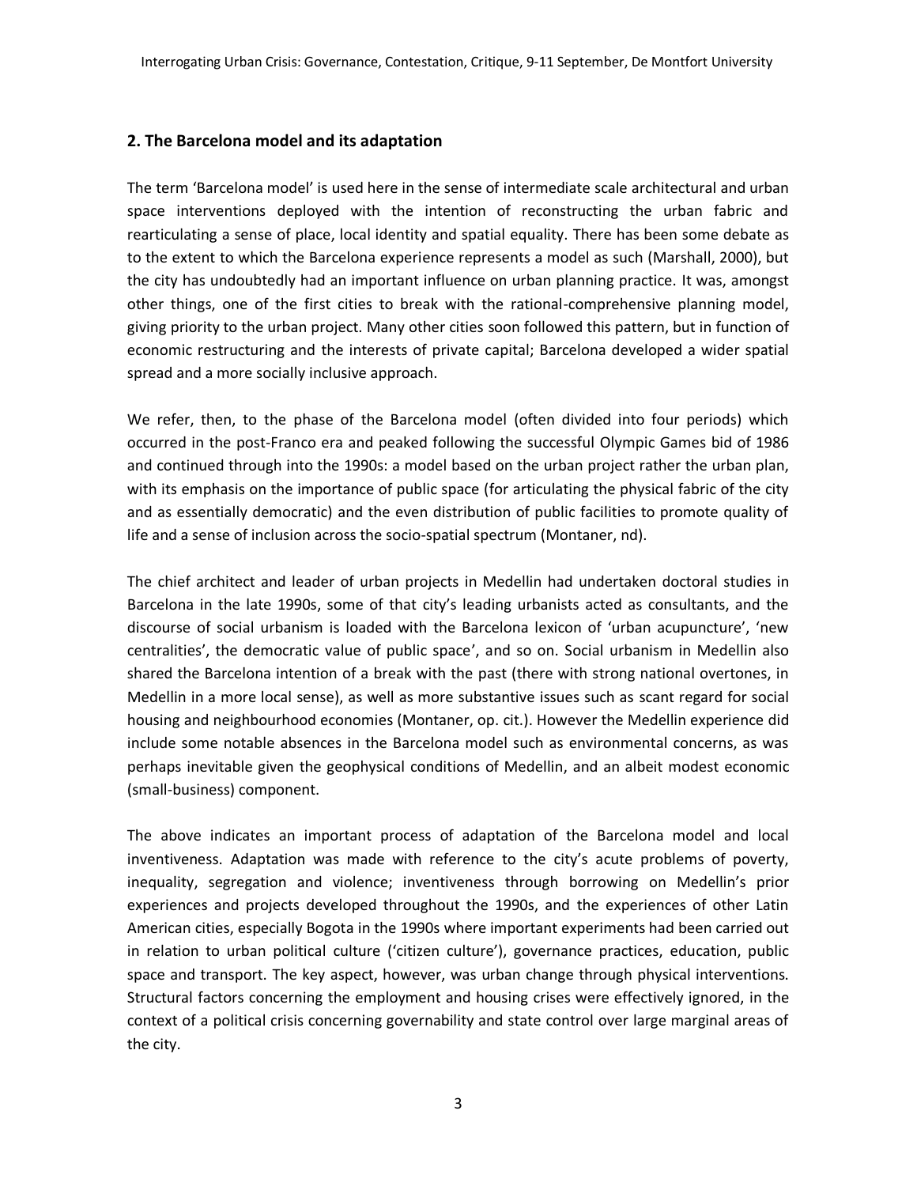## 2. The Barcelona model and its adaptation

The term 'Barcelona model' is used here in the sense of intermediate scale architectural and urban space interventions deployed with the intention of reconstructing the urban fabric and rearticulating a sense of place, local identity and spatial equality. There has been some debate as to the extent to which the Barcelona experience represents a model as such (Marshall, 2000), but the city has undoubtedly had an important influence on urban planning practice. It was, amongst other things, one of the first cities to break with the rational-comprehensive planning model, giving priority to the urban project. Many other cities soon followed this pattern, but in function of economic restructuring and the interests of private capital; Barcelona developed a wider spatial spread and a more socially inclusive approach.

We refer, then, to the phase of the Barcelona model (often divided into four periods) which occurred in the post-Franco era and peaked following the successful Olympic Games bid of 1986 and continued through into the 1990s: a model based on the urban project rather the urban plan, with its emphasis on the importance of public space (for articulating the physical fabric of the city and as essentially democratic) and the even distribution of public facilities to promote quality of life and a sense of inclusion across the socio-spatial spectrum (Montaner, nd).

The chief architect and leader of urban projects in Medellin had undertaken doctoral studies in Barcelona in the late 1990s, some of that city's leading urbanists acted as consultants, and the discourse of social urbanism is loaded with the Barcelona lexicon of 'urban acupuncture', 'new centralities', the democratic value of public space', and so on. Social urbanism in Medellin also shared the Barcelona intention of a break with the past (there with strong national overtones, in Medellin in a more local sense), as well as more substantive issues such as scant regard for social housing and neighbourhood economies (Montaner, op. cit.). However the Medellin experience did include some notable absences in the Barcelona model such as environmental concerns, as was perhaps inevitable given the geophysical conditions of Medellin, and an albeit modest economic (small-business) component.

The above indicates an important process of adaptation of the Barcelona model and local inventiveness. Adaptation was made with reference to the city's acute problems of poverty, inequality, segregation and violence; inventiveness through borrowing on Medellin's prior experiences and projects developed throughout the 1990s, and the experiences of other Latin American cities, especially Bogota in the 1990s where important experiments had been carried out in relation to urban political culture ('citizen culture'), governance practices, education, public space and transport. The key aspect, however, was urban change through physical interventions. Structural factors concerning the employment and housing crises were effectively ignored, in the context of a political crisis concerning governability and state control over large marginal areas of the city.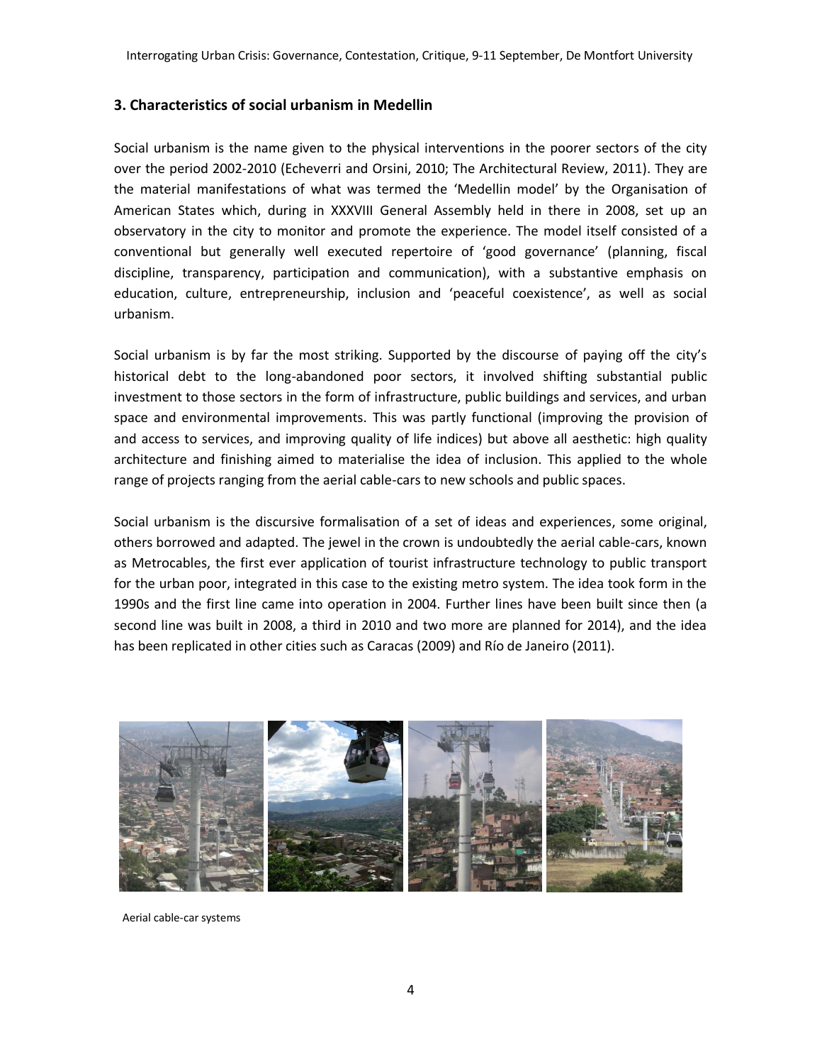### 3. Characteristics of social urbanism in Medellin

Social urbanism is the name given to the physical interventions in the poorer sectors of the city over the period 2002-2010 (Echeverri and Orsini, 2010; The Architectural Review, 2011). They are the material manifestations of what was termed the 'Medellin model' by the Organisation of American States which, during in XXXVIII General Assembly held in there in 2008, set up an observatory in the city to monitor and promote the experience. The model itself consisted of a conventional but generally well executed repertoire of 'good governance' (planning, fiscal discipline, transparency, participation and communication), with a substantive emphasis on education, culture, entrepreneurship, inclusion and 'peaceful coexistence', as well as social urbanism.

Social urbanism is by far the most striking. Supported by the discourse of paying off the city's historical debt to the long-abandoned poor sectors, it involved shifting substantial public investment to those sectors in the form of infrastructure, public buildings and services, and urban space and environmental improvements. This was partly functional (improving the provision of and access to services, and improving quality of life indices) but above all aesthetic: high quality architecture and finishing aimed to materialise the idea of inclusion. This applied to the whole range of projects ranging from the aerial cable-cars to new schools and public spaces.

Social urbanism is the discursive formalisation of a set of ideas and experiences, some original, others borrowed and adapted. The jewel in the crown is undoubtedly the aerial cable-cars, known as Metrocables, the first ever application of tourist infrastructure technology to public transport for the urban poor, integrated in this case to the existing metro system. The idea took form in the 1990s and the first line came into operation in 2004. Further lines have been built since then (a second line was built in 2008, a third in 2010 and two more are planned for 2014), and the idea has been replicated in other cities such as Caracas (2009) and Río de Janeiro (2011).

Aerial cable-car systems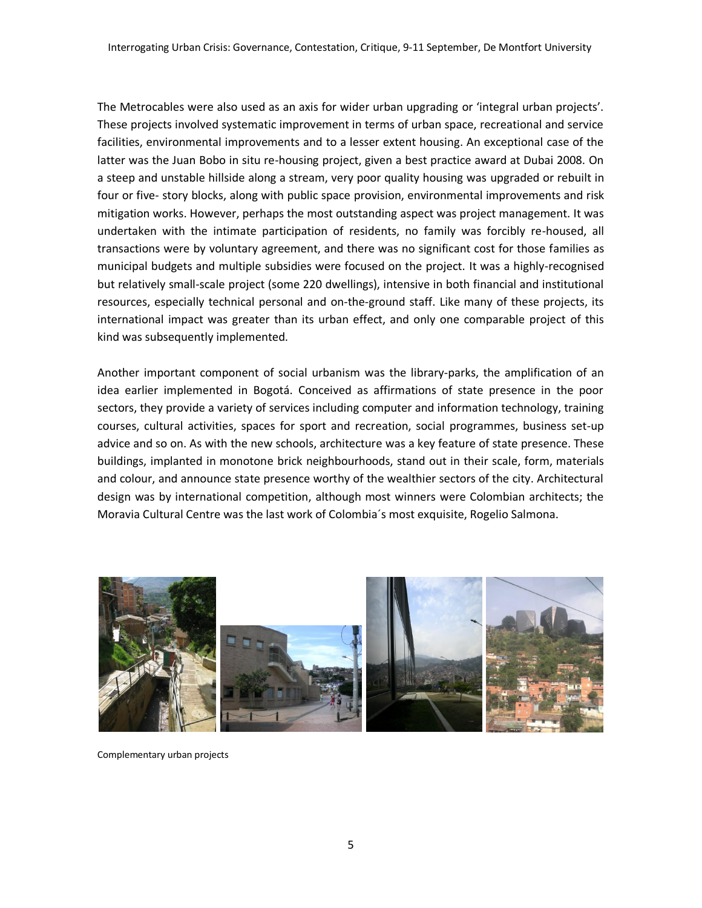The Metrocables were also used as an axis for wider urban upgrading or 'integral urban projects'. These projects involved systematic improvement in terms of urban space, recreational and service facilities, environmental improvements and to a lesser extent housing. An exceptional case of the latter was the Juan Bobo in situ re-housing project, given a best practice award at Dubai 2008. On a steep and unstable hillside along a stream, very poor quality housing was upgraded or rebuilt in four or five- story blocks, along with public space provision, environmental improvements and risk mitigation works. However, perhaps the most outstanding aspect was project management. It was undertaken with the intimate participation of residents, no family was forcibly re-housed, all transactions were by voluntary agreement, and there was no significant cost for those families as municipal budgets and multiple subsidies were focused on the project. It was a highly-recognised but relatively small-scale project (some 220 dwellings), intensive in both financial and institutional resources, especially technical personal and on-the-ground staff. Like many of these projects, its international impact was greater than its urban effect, and only one comparable project of this kind was subsequently implemented.

Another important component of social urbanism was the library-parks, the amplification of an idea earlier implemented in Bogotá. Conceived as affirmations of state presence in the poor sectors, they provide a variety of services including computer and information technology, training courses, cultural activities, spaces for sport and recreation, social programmes, business set-up advice and so on. As with the new schools, architecture was a key feature of state presence. These buildings, implanted in monotone brick neighbourhoods, stand out in their scale, form, materials and colour, and announce state presence worthy of the wealthier sectors of the city. Architectural design was by international competition, although most winners were Colombian architects; the Moravia Cultural Centre was the last work of Colombia´s most exquisite, Rogelio Salmona.

Complementary urban projects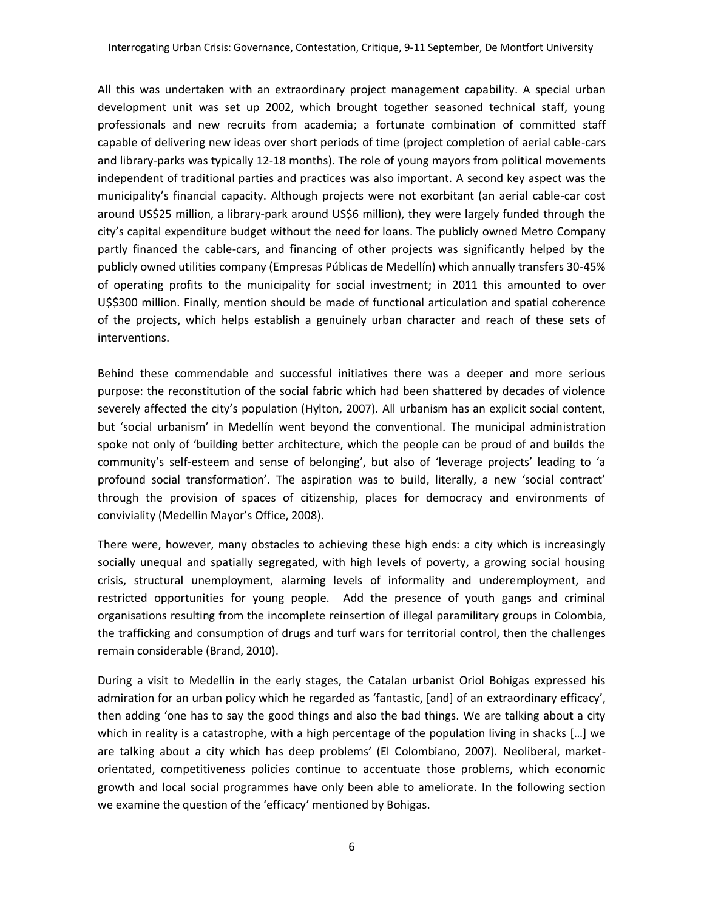All this was undertaken with an extraordinary project management capability. A special urban development unit was set up 2002, which brought together seasoned technical staff, young professionals and new recruits from academia; a fortunate combination of committed staff capable of delivering new ideas over short periods of time (project completion of aerial cable-cars and library-parks was typically 12-18 months). The role of young mayors from political movements independent of traditional parties and practices was also important. A second key aspect was the municipality's financial capacity. Although projects were not exorbitant (an aerial cable-car cost around US$25 million, a library-park around US$6 million), they were largely funded through the city's capital expenditure budget without the need for loans. The publicly owned Metro Company partly financed the cable-cars, and financing of other projects was significantly helped by the publicly owned utilities company (Empresas Públicas de Medellín) which annually transfers 30-45% of operating profits to the municipality for social investment; in 2011 this amounted to over U$$300 million. Finally, mention should be made of functional articulation and spatial coherence of the projects, which helps establish a genuinely urban character and reach of these sets of interventions.

Behind these commendable and successful initiatives there was a deeper and more serious purpose: the reconstitution of the social fabric which had been shattered by decades of violence severely affected the city's population (Hylton, 2007). All urbanism has an explicit social content, but 'social urbanism' in Medellín went beyond the conventional. The municipal administration spoke not only of 'building better architecture, which the people can be proud of and builds the community's self-esteem and sense of belonging', but also of 'leverage projects' leading to 'a profound social transformation'. The aspiration was to build, literally, a new 'social contract' through the provision of spaces of citizenship, places for democracy and environments of conviviality (Medellin Mayor's Office, 2008).

There were, however, many obstacles to achieving these high ends: a city which is increasingly socially unequal and spatially segregated, with high levels of poverty, a growing social housing crisis, structural unemployment, alarming levels of informality and underemployment, and restricted opportunities for young people. Add the presence of youth gangs and criminal organisations resulting from the incomplete reinsertion of illegal paramilitary groups in Colombia, the trafficking and consumption of drugs and turf wars for territorial control, then the challenges remain considerable (Brand, 2010).

During a visit to Medellin in the early stages, the Catalan urbanist Oriol Bohigas expressed his admiration for an urban policy which he regarded as 'fantastic, [and] of an extraordinary efficacy', then adding 'one has to say the good things and also the bad things. We are talking about a city which in reality is a catastrophe, with a high percentage of the population living in shacks […] we are talking about a city which has deep problems' (El Colombiano, 2007). Neoliberal, market-orientated, competitiveness policies continue to accentuate those problems, which economic growth and local social programmes have only been able to ameliorate. In the following section we examine the question of the 'efficacy' mentioned by Bohigas.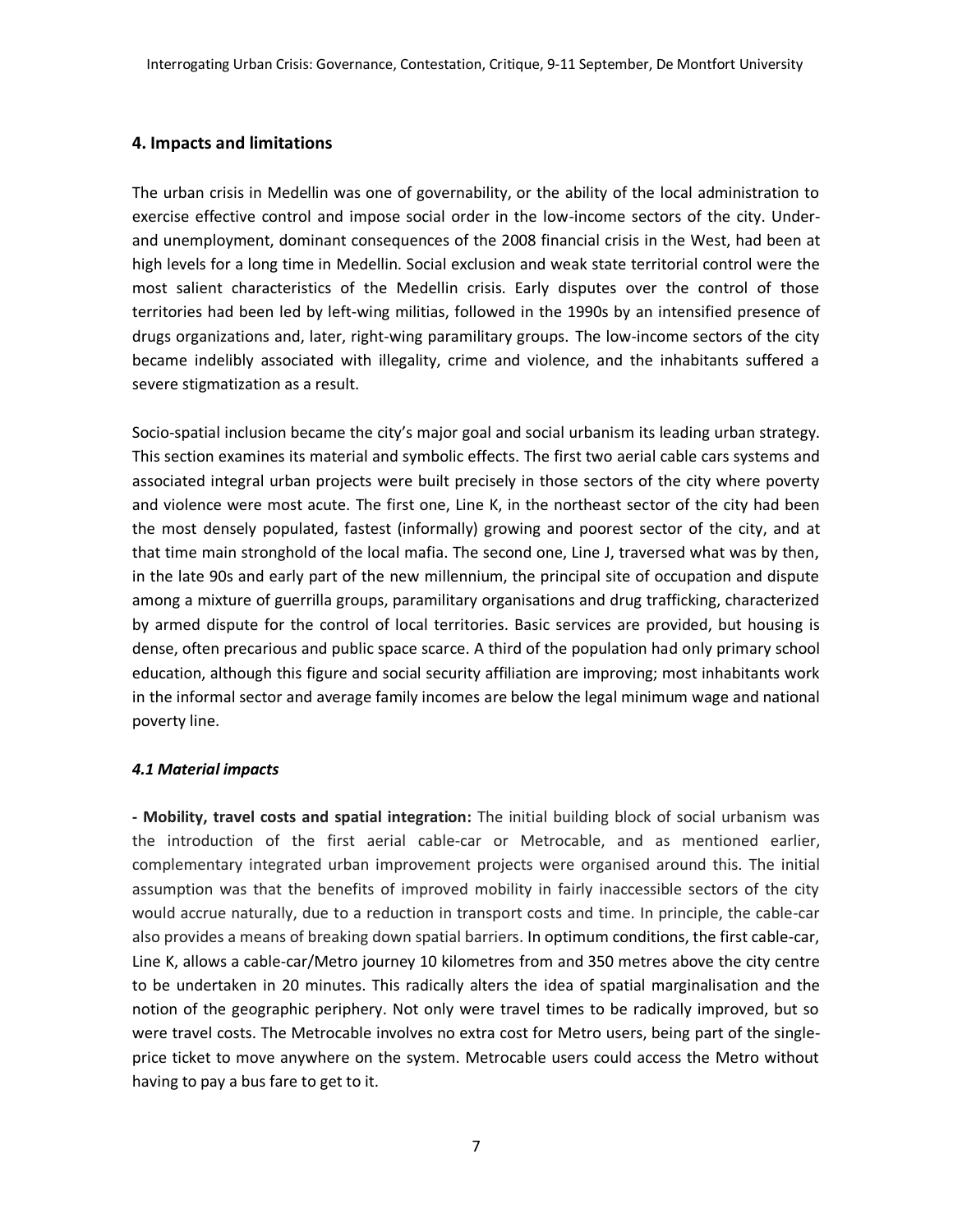## 4. Impacts and limitations

The urban crisis in Medellin was one of governability, or the ability of the local administration to exercise effective control and impose social order in the low-income sectors of the city. Under- and unemployment, dominant consequences of the 2008 financial crisis in the West, had been at high levels for a long time in Medellin. Social exclusion and weak state territorial control were the most salient characteristics of the Medellin crisis. Early disputes over the control of those territories had been led by left-wing militias, followed in the 1990s by an intensified presence of drugs organizations and, later, right-wing paramilitary groups. The low-income sectors of the city became indelibly associated with illegality, crime and violence, and the inhabitants suffered a severe stigmatization as a result.

Socio-spatial inclusion became the city's major goal and social urbanism its leading urban strategy. This section examines its material and symbolic effects. The first two aerial cable cars systems and associated integral urban projects were built precisely in those sectors of the city where poverty and violence were most acute. The first one, Line K, in the northeast sector of the city had been the most densely populated, fastest (informally) growing and poorest sector of the city, and at that time main stronghold of the local mafia. The second one, Line J, traversed what was by then, in the late 90s and early part of the new millennium, the principal site of occupation and dispute among a mixture of guerrilla groups, paramilitary organisations and drug trafficking, characterized by armed dispute for the control of local territories. Basic services are provided, but housing is dense, often precarious and public space scarce. A third of the population had only primary school education, although this figure and social security affiliation are improving; most inhabitants work in the informal sector and average family incomes are below the legal minimum wage and national poverty line.

### *4.1 Material impacts*

**- Mobility, travel costs and spatial integration:** The initial building block of social urbanism was the introduction of the first aerial cable-car or Metrocable, and as mentioned earlier, complementary integrated urban improvement projects were organised around this. The initial assumption was that the benefits of improved mobility in fairly inaccessible sectors of the city would accrue naturally, due to a reduction in transport costs and time. In principle, the cable-car also provides a means of breaking down spatial barriers. In optimum conditions, the first cable-car, Line K, allows a cable-car/Metro journey 10 kilometres from and 350 metres above the city centre to be undertaken in 20 minutes. This radically alters the idea of spatial marginalisation and the notion of the geographic periphery. Not only were travel times to be radically improved, but so were travel costs. The Metrocable involves no extra cost for Metro users, being part of the single-price ticket to move anywhere on the system. Metrocable users could access the Metro without having to pay a bus fare to get to it.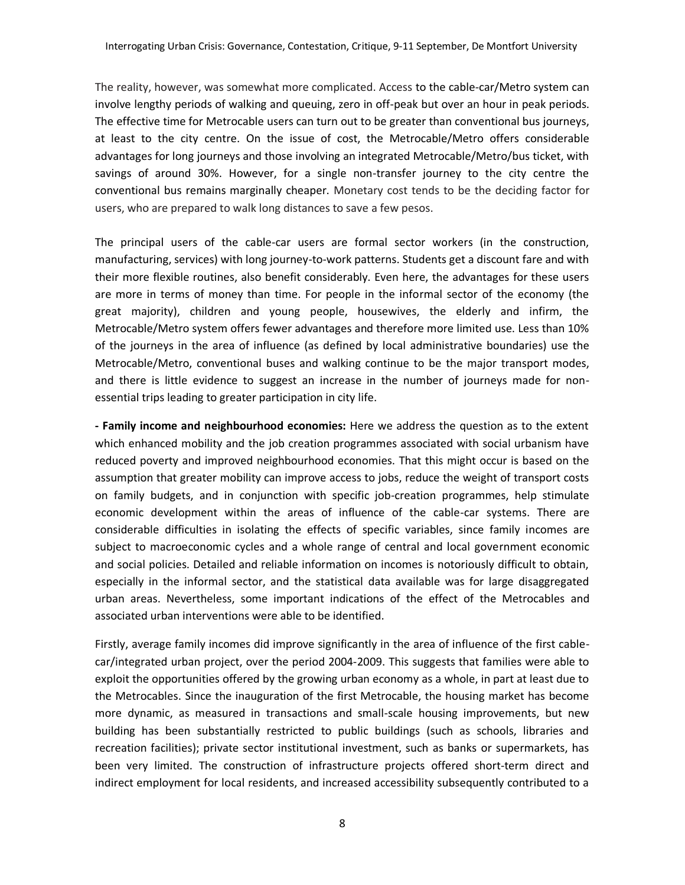The reality, however, was somewhat more complicated. Access to the cable-car/Metro system can involve lengthy periods of walking and queuing, zero in off-peak but over an hour in peak periods. The effective time for Metrocable users can turn out to be greater than conventional bus journeys, at least to the city centre. On the issue of cost, the Metrocable/Metro offers considerable advantages for long journeys and those involving an integrated Metrocable/Metro/bus ticket, with savings of around 30%. However, for a single non-transfer journey to the city centre the conventional bus remains marginally cheaper. Monetary cost tends to be the deciding factor for users, who are prepared to walk long distances to save a few pesos.

The principal users of the cable-car users are formal sector workers (in the construction, manufacturing, services) with long journey-to-work patterns. Students get a discount fare and with their more flexible routines, also benefit considerably. Even here, the advantages for these users are more in terms of money than time. For people in the informal sector of the economy (the great majority), children and young people, housewives, the elderly and infirm, the Metrocable/Metro system offers fewer advantages and therefore more limited use. Less than 10% of the journeys in the area of influence (as defined by local administrative boundaries) use the Metrocable/Metro, conventional buses and walking continue to be the major transport modes, and there is little evidence to suggest an increase in the number of journeys made for non-essential trips leading to greater participation in city life.

**- Family income and neighbourhood economies:** Here we address the question as to the extent which enhanced mobility and the job creation programmes associated with social urbanism have reduced poverty and improved neighbourhood economies. That this might occur is based on the assumption that greater mobility can improve access to jobs, reduce the weight of transport costs on family budgets, and in conjunction with specific job-creation programmes, help stimulate economic development within the areas of influence of the cable-car systems. There are considerable difficulties in isolating the effects of specific variables, since family incomes are subject to macroeconomic cycles and a whole range of central and local government economic and social policies. Detailed and reliable information on incomes is notoriously difficult to obtain, especially in the informal sector, and the statistical data available was for large disaggregated urban areas. Nevertheless, some important indications of the effect of the Metrocables and associated urban interventions were able to be identified.

Firstly, average family incomes did improve significantly in the area of influence of the first cable-car/integrated urban project, over the period 2004-2009. This suggests that families were able to exploit the opportunities offered by the growing urban economy as a whole, in part at least due to the Metrocables. Since the inauguration of the first Metrocable, the housing market has become more dynamic, as measured in transactions and small-scale housing improvements, but new building has been substantially restricted to public buildings (such as schools, libraries and recreation facilities); private sector institutional investment, such as banks or supermarkets, has been very limited. The construction of infrastructure projects offered short-term direct and indirect employment for local residents, and increased accessibility subsequently contributed to a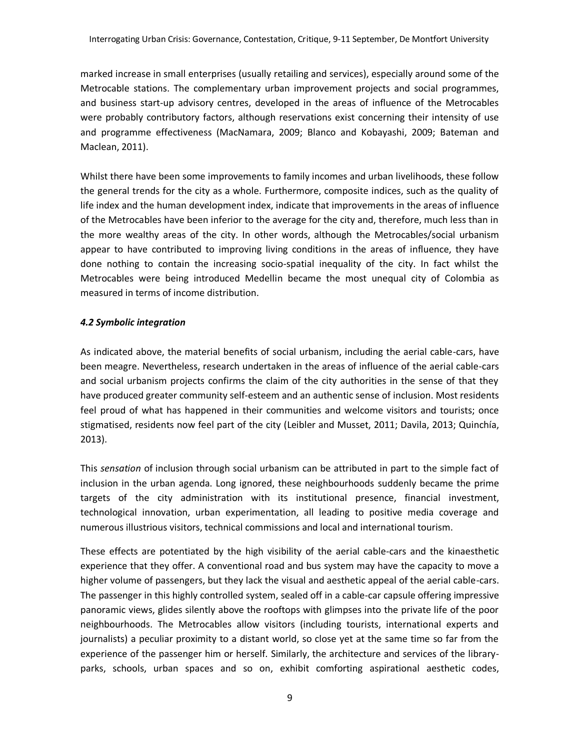marked increase in small enterprises (usually retailing and services), especially around some of the Metrocable stations. The complementary urban improvement projects and social programmes, and business start-up advisory centres, developed in the areas of influence of the Metrocables were probably contributory factors, although reservations exist concerning their intensity of use and programme effectiveness (MacNamara, 2009; Blanco and Kobayashi, 2009; Bateman and Maclean, 2011).

Whilst there have been some improvements to family incomes and urban livelihoods, these follow the general trends for the city as a whole. Furthermore, composite indices, such as the quality of life index and the human development index, indicate that improvements in the areas of influence of the Metrocables have been inferior to the average for the city and, therefore, much less than in the more wealthy areas of the city. In other words, although the Metrocables/social urbanism appear to have contributed to improving living conditions in the areas of influence, they have done nothing to contain the increasing socio-spatial inequality of the city. In fact whilst the Metrocables were being introduced Medellin became the most unequal city of Colombia as measured in terms of income distribution.

### *4.2 Symbolic integration*

As indicated above, the material benefits of social urbanism, including the aerial cable-cars, have been meagre. Nevertheless, research undertaken in the areas of influence of the aerial cable-cars and social urbanism projects confirms the claim of the city authorities in the sense of that they have produced greater community self-esteem and an authentic sense of inclusion. Most residents feel proud of what has happened in their communities and welcome visitors and tourists; once stigmatised, residents now feel part of the city (Leibler and Musset, 2011; Davila, 2013; Quinchía, 2013).

This *sensation* of inclusion through social urbanism can be attributed in part to the simple fact of inclusion in the urban agenda. Long ignored, these neighbourhoods suddenly became the prime targets of the city administration with its institutional presence, financial investment, technological innovation, urban experimentation, all leading to positive media coverage and numerous illustrious visitors, technical commissions and local and international tourism.

These effects are potentiated by the high visibility of the aerial cable-cars and the kinaesthetic experience that they offer. A conventional road and bus system may have the capacity to move a higher volume of passengers, but they lack the visual and aesthetic appeal of the aerial cable-cars. The passenger in this highly controlled system, sealed off in a cable-car capsule offering impressive panoramic views, glides silently above the rooftops with glimpses into the private life of the poor neighbourhoods. The Metrocables allow visitors (including tourists, international experts and journalists) a peculiar proximity to a distant world, so close yet at the same time so far from the experience of the passenger him or herself. Similarly, the architecture and services of the library-parks, schools, urban spaces and so on, exhibit comforting aspirational aesthetic codes,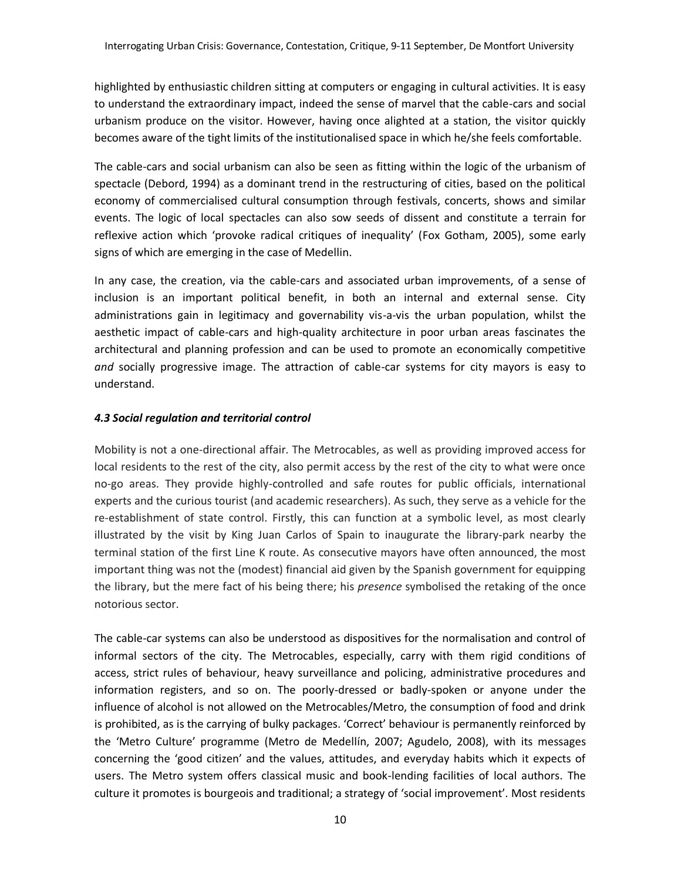highlighted by enthusiastic children sitting at computers or engaging in cultural activities. It is easy to understand the extraordinary impact, indeed the sense of marvel that the cable-cars and social urbanism produce on the visitor. However, having once alighted at a station, the visitor quickly becomes aware of the tight limits of the institutionalised space in which he/she feels comfortable.

The cable-cars and social urbanism can also be seen as fitting within the logic of the urbanism of spectacle (Debord, 1994) as a dominant trend in the restructuring of cities, based on the political economy of commercialised cultural consumption through festivals, concerts, shows and similar events. The logic of local spectacles can also sow seeds of dissent and constitute a terrain for reflexive action which 'provoke radical critiques of inequality' (Fox Gotham, 2005), some early signs of which are emerging in the case of Medellin.

In any case, the creation, via the cable-cars and associated urban improvements, of a sense of inclusion is an important political benefit, in both an internal and external sense. City administrations gain in legitimacy and governability vis-a-vis the urban population, whilst the aesthetic impact of cable-cars and high-quality architecture in poor urban areas fascinates the architectural and planning profession and can be used to promote an economically competitive *and* socially progressive image. The attraction of cable-car systems for city mayors is easy to understand.

### *4.3 Social regulation and territorial control*

Mobility is not a one-directional affair. The Metrocables, as well as providing improved access for local residents to the rest of the city, also permit access by the rest of the city to what were once no-go areas. They provide highly-controlled and safe routes for public officials, international experts and the curious tourist (and academic researchers). As such, they serve as a vehicle for the re-establishment of state control. Firstly, this can function at a symbolic level, as most clearly illustrated by the visit by King Juan Carlos of Spain to inaugurate the library-park nearby the terminal station of the first Line K route. As consecutive mayors have often announced, the most important thing was not the (modest) financial aid given by the Spanish government for equipping the library, but the mere fact of his being there; his *presence* symbolised the retaking of the once notorious sector.

The cable-car systems can also be understood as dispositives for the normalisation and control of informal sectors of the city. The Metrocables, especially, carry with them rigid conditions of access, strict rules of behaviour, heavy surveillance and policing, administrative procedures and information registers, and so on. The poorly-dressed or badly-spoken or anyone under the influence of alcohol is not allowed on the Metrocables/Metro, the consumption of food and drink is prohibited, as is the carrying of bulky packages. 'Correct' behaviour is permanently reinforced by the 'Metro Culture' programme (Metro de Medellín, 2007; Agudelo, 2008), with its messages concerning the 'good citizen' and the values, attitudes, and everyday habits which it expects of users. The Metro system offers classical music and book-lending facilities of local authors. The culture it promotes is bourgeois and traditional; a strategy of 'social improvement'. Most residents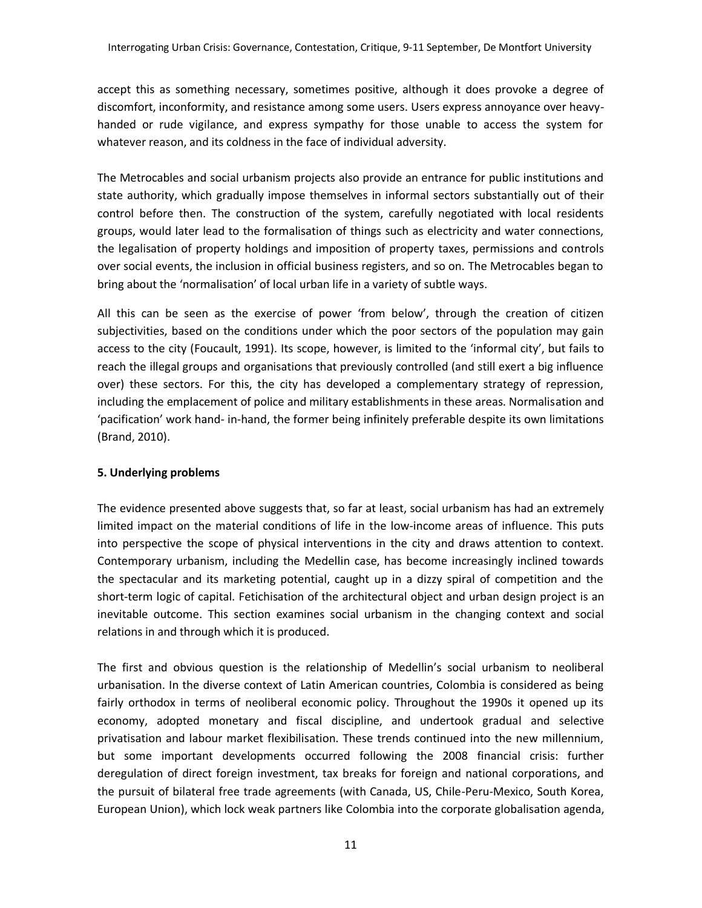accept this as something necessary, sometimes positive, although it does provoke a degree of discomfort, inconformity, and resistance among some users. Users express annoyance over heavy-handed or rude vigilance, and express sympathy for those unable to access the system for whatever reason, and its coldness in the face of individual adversity.

The Metrocables and social urbanism projects also provide an entrance for public institutions and state authority, which gradually impose themselves in informal sectors substantially out of their control before then. The construction of the system, carefully negotiated with local residents groups, would later lead to the formalisation of things such as electricity and water connections, the legalisation of property holdings and imposition of property taxes, permissions and controls over social events, the inclusion in official business registers, and so on. The Metrocables began to bring about the 'normalisation' of local urban life in a variety of subtle ways.

All this can be seen as the exercise of power 'from below', through the creation of citizen subjectivities, based on the conditions under which the poor sectors of the population may gain access to the city (Foucault, 1991). Its scope, however, is limited to the 'informal city', but fails to reach the illegal groups and organisations that previously controlled (and still exert a big influence over) these sectors. For this, the city has developed a complementary strategy of repression, including the emplacement of police and military establishments in these areas. Normalisation and 'pacification' work hand- in-hand, the former being infinitely preferable despite its own limitations (Brand, 2010).

**5. Underlying problems**

The evidence presented above suggests that, so far at least, social urbanism has had an extremely limited impact on the material conditions of life in the low-income areas of influence. This puts into perspective the scope of physical interventions in the city and draws attention to context. Contemporary urbanism, including the Medellin case, has become increasingly inclined towards the spectacular and its marketing potential, caught up in a dizzy spiral of competition and the short-term logic of capital. Fetichisation of the architectural object and urban design project is an inevitable outcome. This section examines social urbanism in the changing context and social relations in and through which it is produced.

The first and obvious question is the relationship of Medellin's social urbanism to neoliberal urbanisation. In the diverse context of Latin American countries, Colombia is considered as being fairly orthodox in terms of neoliberal economic policy. Throughout the 1990s it opened up its economy, adopted monetary and fiscal discipline, and undertook gradual and selective privatisation and labour market flexibilisation. These trends continued into the new millennium, but some important developments occurred following the 2008 financial crisis: further deregulation of direct foreign investment, tax breaks for foreign and national corporations, and the pursuit of bilateral free trade agreements (with Canada, US, Chile-Peru-Mexico, South Korea, European Union), which lock weak partners like Colombia into the corporate globalisation agenda,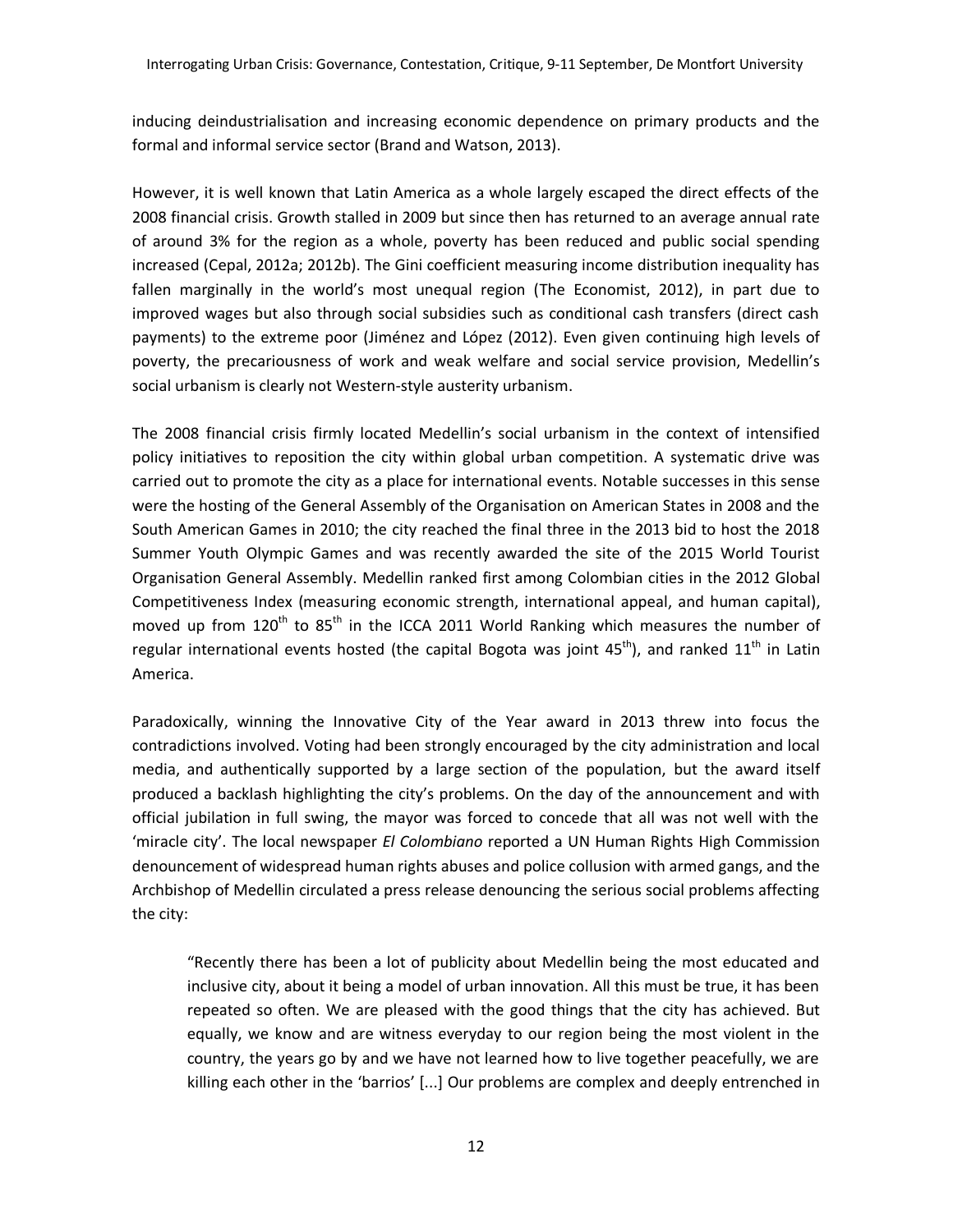inducing deindustrialisation and increasing economic dependence on primary products and the formal and informal service sector (Brand and Watson, 2013).

However, it is well known that Latin America as a whole largely escaped the direct effects of the 2008 financial crisis. Growth stalled in 2009 but since then has returned to an average annual rate of around 3% for the region as a whole, poverty has been reduced and public social spending increased (Cepal, 2012a; 2012b). The Gini coefficient measuring income distribution inequality has fallen marginally in the world's most unequal region (The Economist, 2012), in part due to improved wages but also through social subsidies such as conditional cash transfers (direct cash payments) to the extreme poor (Jiménez and López (2012). Even given continuing high levels of poverty, the precariousness of work and weak welfare and social service provision, Medellin's social urbanism is clearly not Western-style austerity urbanism.

The 2008 financial crisis firmly located Medellin's social urbanism in the context of intensified policy initiatives to reposition the city within global urban competition. A systematic drive was carried out to promote the city as a place for international events. Notable successes in this sense were the hosting of the General Assembly of the Organisation on American States in 2008 and the South American Games in 2010; the city reached the final three in the 2013 bid to host the 2018 Summer Youth Olympic Games and was recently awarded the site of the 2015 World Tourist Organisation General Assembly. Medellin ranked first among Colombian cities in the 2012 Global Competitiveness Index (measuring economic strength, international appeal, and human capital), moved up from 120th to 85th in the ICCA 2011 World Ranking which measures the number of regular international events hosted (the capital Bogota was joint 45th), and ranked 11th in Latin America.

Paradoxically, winning the Innovative City of the Year award in 2013 threw into focus the contradictions involved. Voting had been strongly encouraged by the city administration and local media, and authentically supported by a large section of the population, but the award itself produced a backlash highlighting the city's problems. On the day of the announcement and with official jubilation in full swing, the mayor was forced to concede that all was not well with the 'miracle city'. The local newspaper *El Colombiano* reported a UN Human Rights High Commission denouncement of widespread human rights abuses and police collusion with armed gangs, and the Archbishop of Medellin circulated a press release denouncing the serious social problems affecting the city:

> "Recently there has been a lot of publicity about Medellin being the most educated and inclusive city, about it being a model of urban innovation. All this must be true, it has been repeated so often. We are pleased with the good things that the city has achieved. But equally, we know and are witness everyday to our region being the most violent in the country, the years go by and we have not learned how to live together peacefully, we are killing each other in the 'barrios' [...] Our problems are complex and deeply entrenched in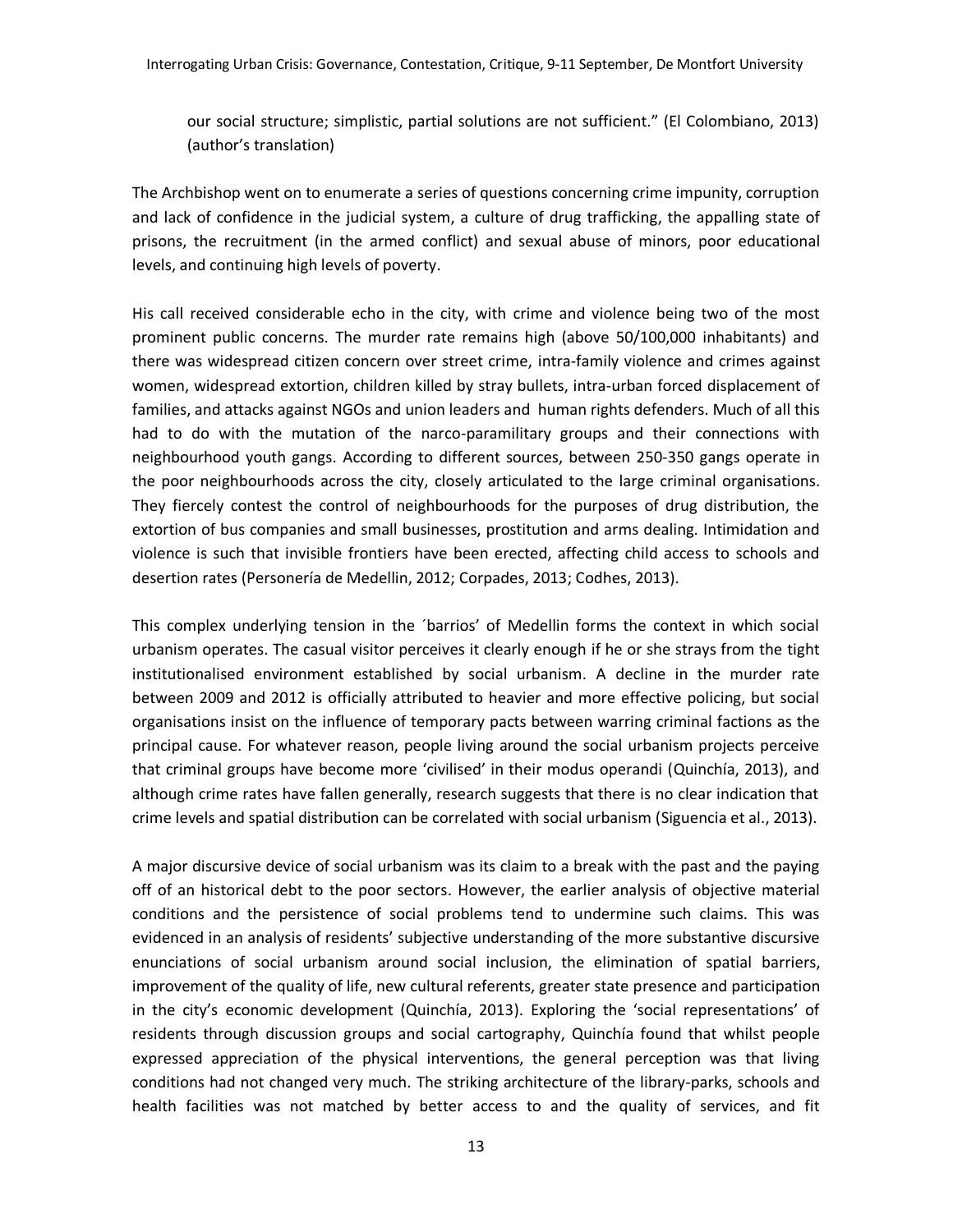our social structure; simplistic, partial solutions are not sufficient." (El Colombiano, 2013) (author's translation)

The Archbishop went on to enumerate a series of questions concerning crime impunity, corruption and lack of confidence in the judicial system, a culture of drug trafficking, the appalling state of prisons, the recruitment (in the armed conflict) and sexual abuse of minors, poor educational levels, and continuing high levels of poverty.

His call received considerable echo in the city, with crime and violence being two of the most prominent public concerns. The murder rate remains high (above 50/100,000 inhabitants) and there was widespread citizen concern over street crime, intra-family violence and crimes against women, widespread extortion, children killed by stray bullets, intra-urban forced displacement of families, and attacks against NGOs and union leaders and human rights defenders. Much of all this had to do with the mutation of the narco-paramilitary groups and their connections with neighbourhood youth gangs. According to different sources, between 250-350 gangs operate in the poor neighbourhoods across the city, closely articulated to the large criminal organisations. They fiercely contest the control of neighbourhoods for the purposes of drug distribution, the extortion of bus companies and small businesses, prostitution and arms dealing. Intimidation and violence is such that invisible frontiers have been erected, affecting child access to schools and desertion rates (Personería de Medellin, 2012; Corpades, 2013; Codhes, 2013).

This complex underlying tension in the ´barrios' of Medellin forms the context in which social urbanism operates. The casual visitor perceives it clearly enough if he or she strays from the tight institutionalised environment established by social urbanism. A decline in the murder rate between 2009 and 2012 is officially attributed to heavier and more effective policing, but social organisations insist on the influence of temporary pacts between warring criminal factions as the principal cause. For whatever reason, people living around the social urbanism projects perceive that criminal groups have become more 'civilised' in their modus operandi (Quinchía, 2013), and although crime rates have fallen generally, research suggests that there is no clear indication that crime levels and spatial distribution can be correlated with social urbanism (Siguencia et al., 2013).

A major discursive device of social urbanism was its claim to a break with the past and the paying off of an historical debt to the poor sectors. However, the earlier analysis of objective material conditions and the persistence of social problems tend to undermine such claims. This was evidenced in an analysis of residents' subjective understanding of the more substantive discursive enunciations of social urbanism around social inclusion, the elimination of spatial barriers, improvement of the quality of life, new cultural referents, greater state presence and participation in the city's economic development (Quinchía, 2013). Exploring the 'social representations' of residents through discussion groups and social cartography, Quinchía found that whilst people expressed appreciation of the physical interventions, the general perception was that living conditions had not changed very much. The striking architecture of the library-parks, schools and health facilities was not matched by better access to and the quality of services, and fit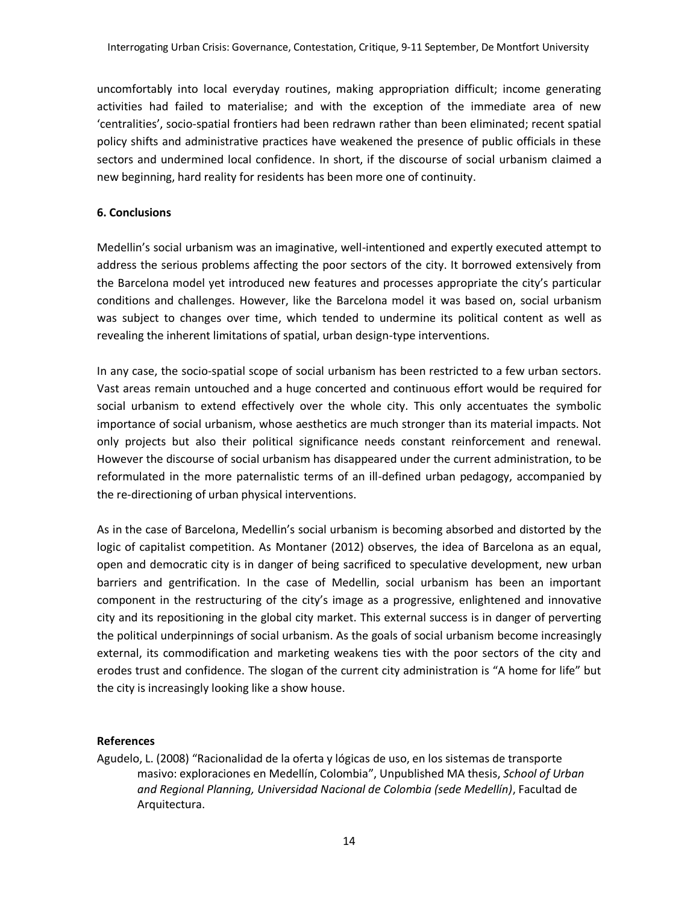uncomfortably into local everyday routines, making appropriation difficult; income generating activities had failed to materialise; and with the exception of the immediate area of new 'centralities', socio-spatial frontiers had been redrawn rather than been eliminated; recent spatial policy shifts and administrative practices have weakened the presence of public officials in these sectors and undermined local confidence. In short, if the discourse of social urbanism claimed a new beginning, hard reality for residents has been more one of continuity.

## 6. Conclusions

Medellin's social urbanism was an imaginative, well-intentioned and expertly executed attempt to address the serious problems affecting the poor sectors of the city. It borrowed extensively from the Barcelona model yet introduced new features and processes appropriate the city's particular conditions and challenges. However, like the Barcelona model it was based on, social urbanism was subject to changes over time, which tended to undermine its political content as well as revealing the inherent limitations of spatial, urban design-type interventions.

In any case, the socio-spatial scope of social urbanism has been restricted to a few urban sectors. Vast areas remain untouched and a huge concerted and continuous effort would be required for social urbanism to extend effectively over the whole city. This only accentuates the symbolic importance of social urbanism, whose aesthetics are much stronger than its material impacts. Not only projects but also their political significance needs constant reinforcement and renewal. However the discourse of social urbanism has disappeared under the current administration, to be reformulated in the more paternalistic terms of an ill-defined urban pedagogy, accompanied by the re-directioning of urban physical interventions.

As in the case of Barcelona, Medellin's social urbanism is becoming absorbed and distorted by the logic of capitalist competition. As Montaner (2012) observes, the idea of Barcelona as an equal, open and democratic city is in danger of being sacrificed to speculative development, new urban barriers and gentrification. In the case of Medellin, social urbanism has been an important component in the restructuring of the city's image as a progressive, enlightened and innovative city and its repositioning in the global city market. This external success is in danger of perverting the political underpinnings of social urbanism. As the goals of social urbanism become increasingly external, its commodification and marketing weakens ties with the poor sectors of the city and erodes trust and confidence. The slogan of the current city administration is "A home for life" but the city is increasingly looking like a show house.

## References

Agudelo, L. (2008) "Racionalidad de la oferta y lógicas de uso, en los sistemas de transporte masivo: exploraciones en Medellín, Colombia", Unpublished MA thesis, *School of Urban and Regional Planning, Universidad Nacional de Colombia (sede Medellín)*, Facultad de Arquitectura.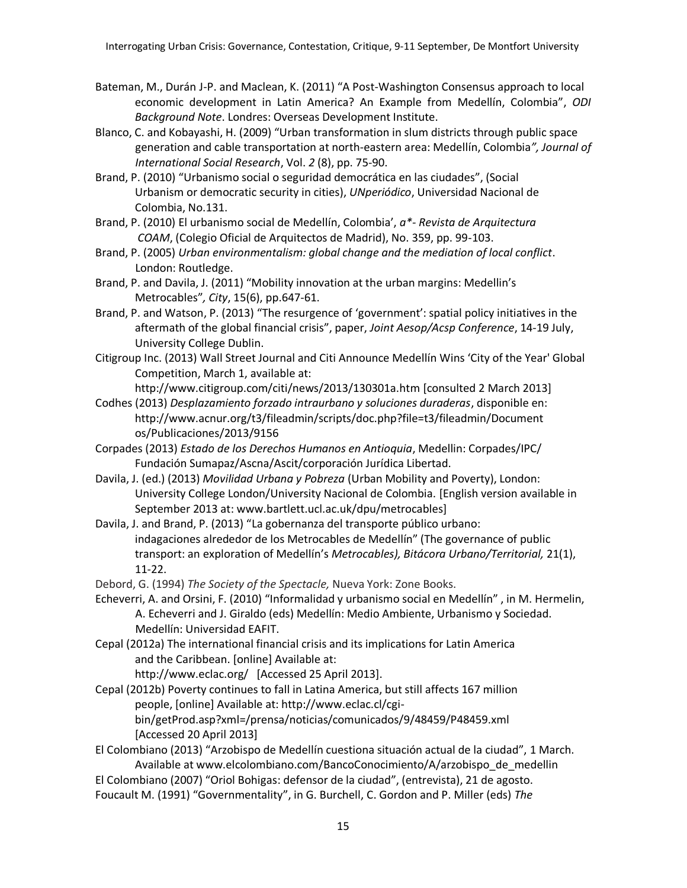Bateman, M., Durán J-P. and Maclean, K. (2011) "A Post-Washington Consensus approach to local economic development in Latin America? An Example from Medellín, Colombia", *ODI Background Note*. Londres: Overseas Development Institute.

Blanco, C. and Kobayashi, H. (2009) "Urban transformation in slum districts through public space generation and cable transportation at north-eastern area: Medellín, Colombia*", Journal of International Social Research*, Vol. *2* (8), pp. 75-90.

Brand, P. (2010) "Urbanismo social o seguridad democrática en las ciudades", (Social Urbanism or democratic security in cities), *UNperiódico*, Universidad Nacional de Colombia, No.131.

Brand, P. (2010) El urbanismo social de Medellín, Colombia', *a*- Revista de Arquitectura COAM*, (Colegio Oficial de Arquitectos de Madrid), No. 359, pp. 99-103.

Brand, P. (2005) *Urban environmentalism: global change and the mediation of local conflict*. London: Routledge.

Brand, P. and Davila, J. (2011) "Mobility innovation at the urban margins: Medellin's Metrocables"*, City*, 15(6), pp.647-61.

Brand, P. and Watson, P. (2013) "The resurgence of 'government': spatial policy initiatives in the aftermath of the global financial crisis", paper, *Joint Aesop/Acsp Conference*, 14-19 July, University College Dublin.

Citigroup Inc. (2013) Wall Street Journal and Citi Announce Medellín Wins 'City of the Year' Global Competition, March 1, available at: http://www.citigroup.com/citi/news/2013/130301a.htm [consulted 2 March 2013]

Codhes (2013) *Desplazamiento forzado intraurbano y soluciones duraderas*, disponible en: http://www.acnur.org/t3/fileadmin/scripts/doc.php?file=t3/fileadmin/Documentos/Publicaciones/2013/9156

Corpades (2013) *Estado de los Derechos Humanos en Antioquia*, Medellin: Corpades/IPC/ Fundación Sumapaz/Ascna/Ascit/corporación Jurídica Libertad.

Davila, J. (ed.) (2013) *Movilidad Urbana y Pobreza* (Urban Mobility and Poverty), London: University College London/University Nacional de Colombia. [English version available in September 2013 at: www.bartlett.ucl.ac.uk/dpu/metrocables]

Davila, J. and Brand, P. (2013) "La gobernanza del transporte público urbano: indagaciones alrededor de los Metrocables de Medellín" (The governance of public transport: an exploration of Medellín's *Metrocables), Bitácora Urbano/Territorial,* 21(1), 11-22.

Debord, G. (1994) *The Society of the Spectacle,* Nueva York: Zone Books.

Echeverri, A. and Orsini, F. (2010) "Informalidad y urbanismo social en Medellín" , in M. Hermelin, A. Echeverri and J. Giraldo (eds) Medellín: Medio Ambiente, Urbanismo y Sociedad. Medellín: Universidad EAFIT.

Cepal (2012a) The international financial crisis and its implications for Latin America and the Caribbean. [online] Available at: http://www.eclac.org/ [Accessed 25 April 2013].

Cepal (2012b) Poverty continues to fall in Latina America, but still affects 167 million people, [online] Available at: http://www.eclac.cl/cgi-bin/getProd.asp?xml=/prensa/noticias/comunicados/9/48459/P48459.xml [Accessed 20 April 2013]

El Colombiano (2013) "Arzobispo de Medellín cuestiona situación actual de la ciudad", 1 March. Available at www.elcolombiano.com/BancoConocimiento/A/arzobispo_de_medellin

El Colombiano (2007) "Oriol Bohigas: defensor de la ciudad", (entrevista), 21 de agosto.

Foucault M. (1991) "Governmentality", in G. Burchell, C. Gordon and P. Miller (eds) *The*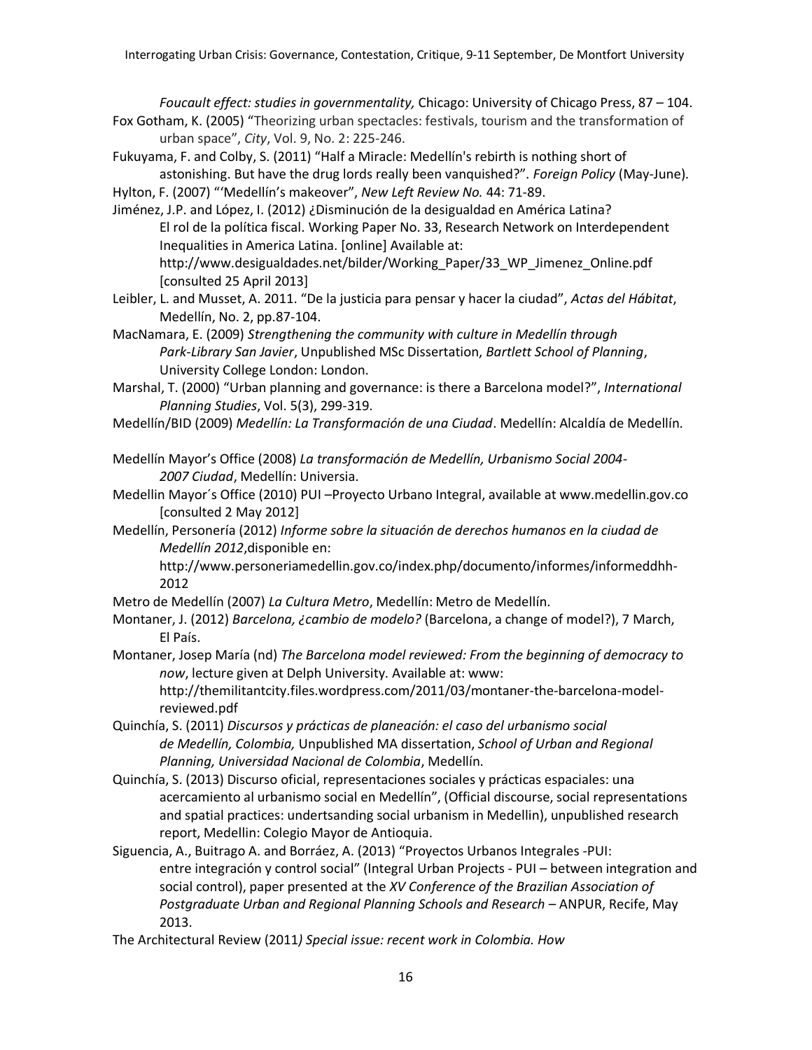*Foucault effect: studies in governmentality,* Chicago: University of Chicago Press, 87 – 104.

Fox Gotham, K. (2005) "Theorizing urban spectacles: festivals, tourism and the transformation of urban space", *City*, Vol. 9, No. 2: 225-246.

Fukuyama, F. and Colby, S. (2011) "Half a Miracle: Medellín's rebirth is nothing short of astonishing. But have the drug lords really been vanquished?". *Foreign Policy* (May-June).

Hylton, F. (2007) "'Medellín's makeover", *New Left Review No.* 44: 71-89.

Jiménez, J.P. and López, I. (2012) ¿Disminución de la desigualdad en América Latina? El rol de la política fiscal. Working Paper No. 33, Research Network on Interdependent Inequalities in America Latina. [online] Available at: http://www.desigualdades.net/bilder/Working_Paper/33_WP_Jimenez_Online.pdf [consulted 25 April 2013]

Leibler, L. and Musset, A. 2011. "De la justicia para pensar y hacer la ciudad", *Actas del Hábitat*, Medellín, No. 2, pp.87-104.

MacNamara, E. (2009) *Strengthening the community with culture in Medellín through Park-Library San Javier*, Unpublished MSc Dissertation, *Bartlett School of Planning*, University College London: London.

Marshal, T. (2000) "Urban planning and governance: is there a Barcelona model?", *International Planning Studies*, Vol. 5(3), 299-319.

Medellín/BID (2009) *Medellín: La Transformación de una Ciudad*. Medellín: Alcaldía de Medellín.

Medellín Mayor's Office (2008) *La transformación de Medellín, Urbanismo Social 2004-2007 Ciudad*, Medellín: Universia.

Medellin Mayor´s Office (2010) PUI –Proyecto Urbano Integral, available at www.medellin.gov.co [consulted 2 May 2012]

Medellín, Personería (2012) *Informe sobre la situación de derechos humanos en la ciudad de Medellín 2012*,disponible en: http://www.personeriamedellin.gov.co/index.php/documento/informes/informeddhh-2012

Metro de Medellín (2007) *La Cultura Metro*, Medellín: Metro de Medellín.

Montaner, J. (2012) *Barcelona, ¿cambio de modelo?* (Barcelona, a change of model?), 7 March, El País.

Montaner, Josep María (nd) *The Barcelona model reviewed: From the beginning of democracy to now*, lecture given at Delph University. Available at: www: http://themilitantcity.files.wordpress.com/2011/03/montaner-the-barcelona-model-reviewed.pdf

Quinchía, S. (2011) *Discursos y prácticas de planeación: el caso del urbanismo social de Medellín, Colombia,* Unpublished MA dissertation, *School of Urban and Regional Planning, Universidad Nacional de Colombia*, Medellín.

Quinchía, S. (2013) Discurso oficial, representaciones sociales y prácticas espaciales: una acercamiento al urbanismo social en Medellín", (Official discourse, social representations and spatial practices: undertsanding social urbanism in Medellin), unpublished research report, Medellin: Colegio Mayor de Antioquia.

Siguencia, A., Buitrago A. and Borráez, A. (2013) "Proyectos Urbanos Integrales -PUI: entre integración y control social" (Integral Urban Projects - PUI – between integration and social control), paper presented at the *XV Conference of the Brazilian Association of Postgraduate Urban and Regional Planning Schools and Research* – ANPUR, Recife, May 2013.

The Architectural Review (2011*) Special issue: recent work in Colombia. How*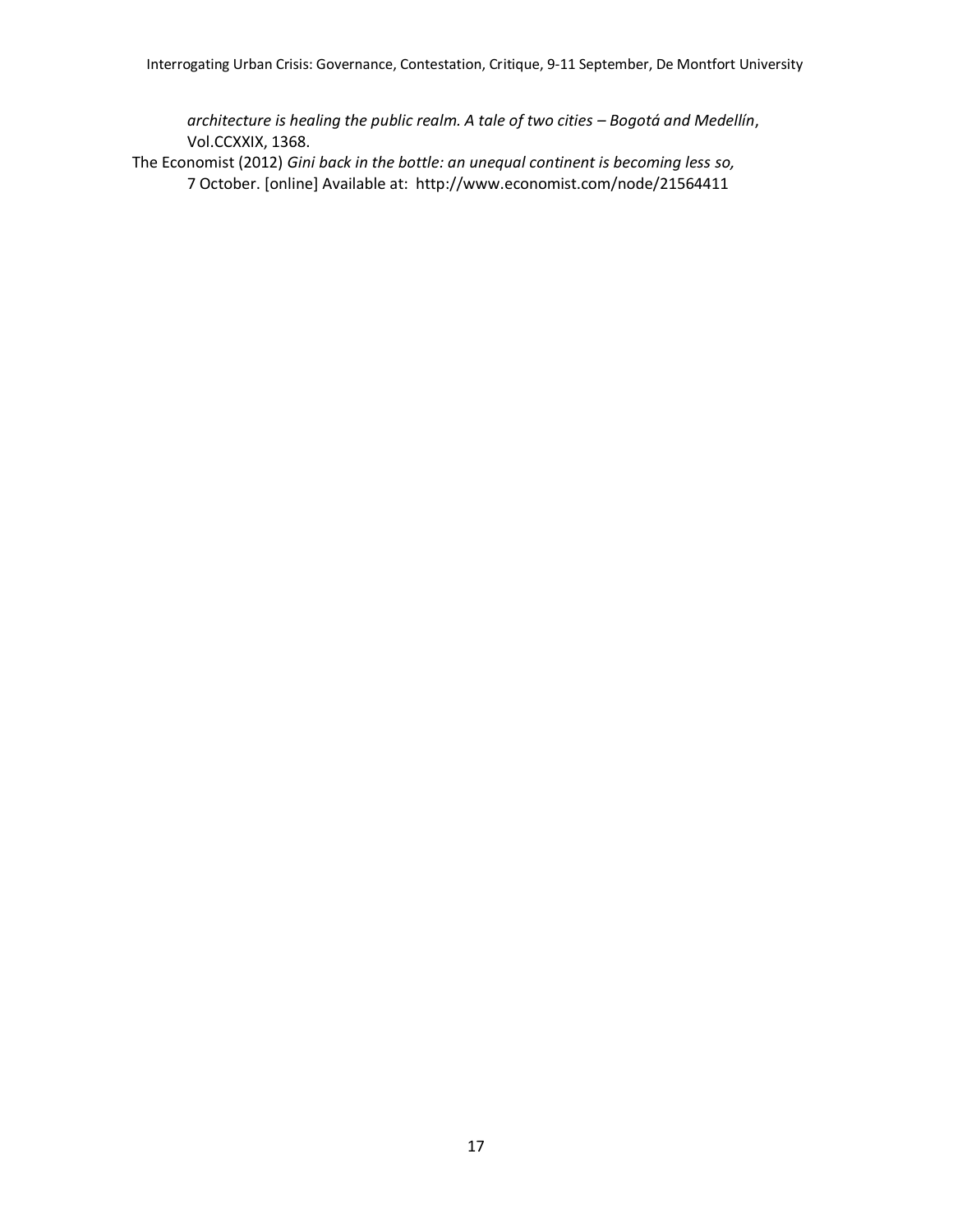*architecture is healing the public realm. A tale of two cities – Bogotá and Medellín*, Vol.CCXXIX, 1368.

The Economist (2012) *Gini back in the bottle: an unequal continent is becoming less so,* 7 October. [online] Available at: http://www.economist.com/node/21564411